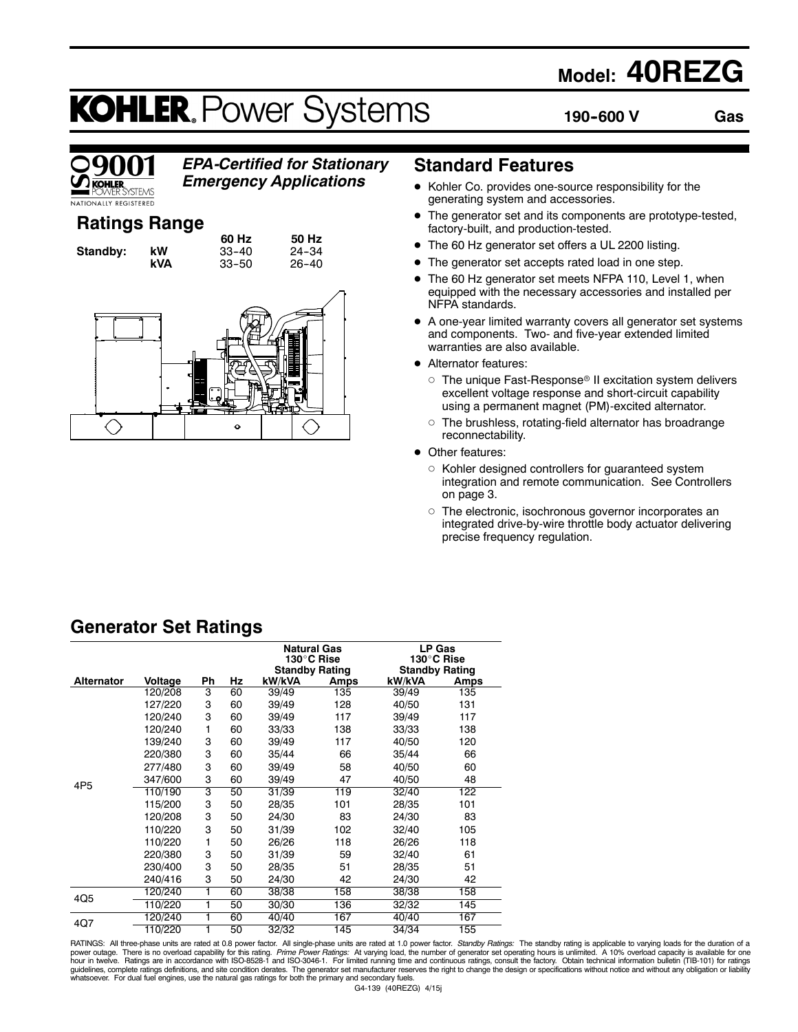# Model: 40REZG

**KOHLER. Power Systems** 190-600 V Gas

ISO 9001 KOHLER POWER SYSTEMS NATIONALLY REGISTERED

***EPA-Certified for Stationary Emergency Applications***

## Ratings Range

| | | 60 Hz | 50 Hz |
|---|---|---|---|
| **Standby:** | **kW** | 33-40 | 24-34 |
| | **kVA** | 33-50 | 26-40 |

## Standard Features

- Kohler Co. provides one-source responsibility for the generating system and accessories.
- The generator set and its components are prototype-tested, factory-built, and production-tested.
- The 60 Hz generator set offers a UL 2200 listing.
- The generator set accepts rated load in one step.
- The 60 Hz generator set meets NFPA 110, Level 1, when equipped with the necessary accessories and installed per NFPA standards.
- A one-year limited warranty covers all generator set systems and components. Two- and five-year extended limited warranties are also available.
- Alternator features:
  - The unique Fast-Response® II excitation system delivers excellent voltage response and short-circuit capability using a permanent magnet (PM)-excited alternator.
  - The brushless, rotating-field alternator has broadrange reconnectability.
- Other features:
  - Kohler designed controllers for guaranteed system integration and remote communication. See Controllers on page 3.
  - The electronic, isochronous governor incorporates an integrated drive-by-wire throttle body actuator delivering precise frequency regulation.

## Generator Set Ratings

| | | | | Natural Gas 130°C Rise Standby Rating | | LP Gas 130°C Rise Standby Rating | |
|---|---|---|---|---|---|---|---|
| **Alternator** | **Voltage** | **Ph** | **Hz** | **kW/kVA** | **Amps** | **kW/kVA** | **Amps** |
| 4P5 | 120/208 | 3 | 60 | 39/49 | 135 | 39/49 | 135 |
| | 127/220 | 3 | 60 | 39/49 | 128 | 40/50 | 131 |
| | 120/240 | 3 | 60 | 39/49 | 117 | 39/49 | 117 |
| | 120/240 | 1 | 60 | 33/33 | 138 | 33/33 | 138 |
| | 139/240 | 3 | 60 | 39/49 | 117 | 40/50 | 120 |
| | 220/380 | 3 | 60 | 35/44 | 66 | 35/44 | 66 |
| | 277/480 | 3 | 60 | 39/49 | 58 | 40/50 | 60 |
| | 347/600 | 3 | 60 | 39/49 | 47 | 40/50 | 48 |
| | 110/190 | 3 | 50 | 31/39 | 119 | 32/40 | 122 |
| | 115/200 | 3 | 50 | 28/35 | 101 | 28/35 | 101 |
| | 120/208 | 3 | 50 | 24/30 | 83 | 24/30 | 83 |
| | 110/220 | 3 | 50 | 31/39 | 102 | 32/40 | 105 |
| | 110/220 | 1 | 50 | 26/26 | 118 | 26/26 | 118 |
| | 220/380 | 3 | 50 | 31/39 | 59 | 32/40 | 61 |
| | 230/400 | 3 | 50 | 28/35 | 51 | 28/35 | 51 |
| | 240/416 | 3 | 50 | 24/30 | 42 | 24/30 | 42 |
| 4Q5 | 120/240 | 1 | 60 | 38/38 | 158 | 38/38 | 158 |
| | 110/220 | 1 | 50 | 30/30 | 136 | 32/32 | 145 |
| 4Q7 | 120/240 | 1 | 60 | 40/40 | 167 | 40/40 | 167 |
| | 110/220 | 1 | 50 | 32/32 | 145 | 34/34 | 155 |

RATINGS: All three-phase units are rated at 0.8 power factor. All single-phase units are rated at 1.0 power factor. *Standby Ratings:* The standby rating is applicable to varying loads for the duration of a power outage. There is no overload capability for this rating. *Prime Power Ratings:* At varying load, the number of generator set operating hours is unlimited. A 10% overload capacity is available for one hour in twelve. Ratings are in accordance with ISO-8528-1 and ISO-3046-1. For limited running time and continuous ratings, consult the factory. Obtain technical information bulletin (TIB-101) for ratings guidelines, complete ratings definitions, and site condition derates. The generator set manufacturer reserves the right to change the design or specifications without notice and without any obligation or liability whatsoever. For dual fuel engines, use the natural gas ratings for both the primary and secondary fuels.

G4-139 (40REZG) 4/15j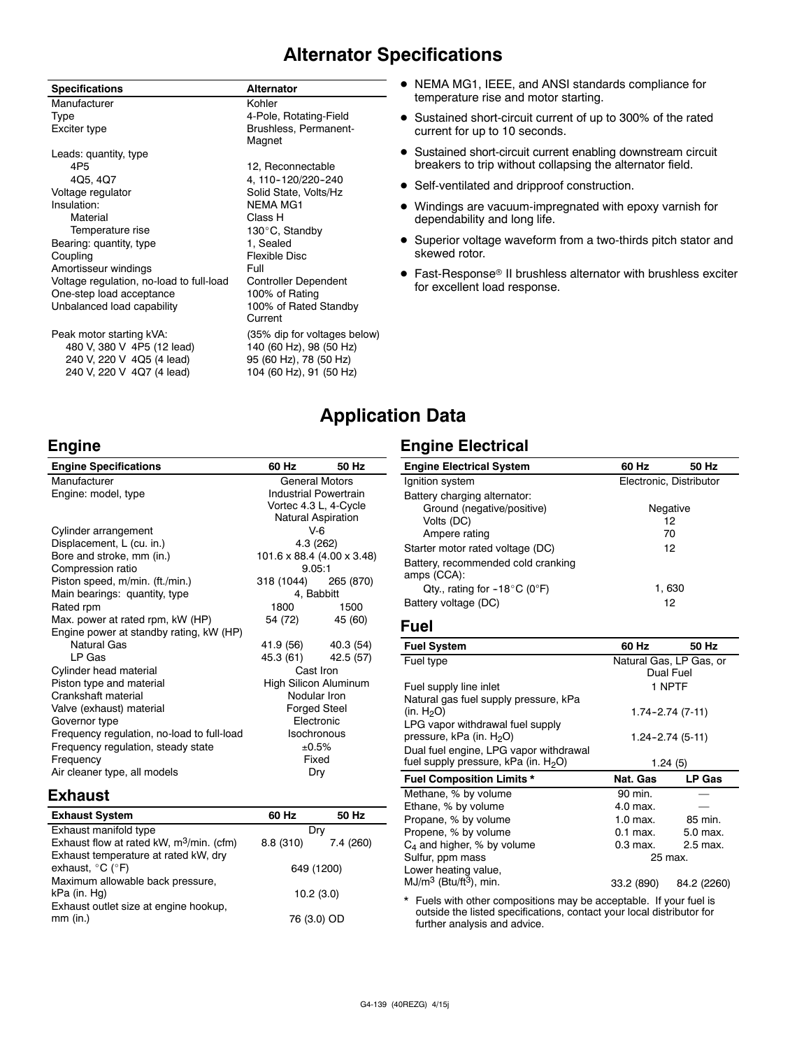# Alternator Specifications

| Specifications | Alternator |
|---|---|
| Manufacturer | Kohler |
| Type | 4-Pole, Rotating-Field |
| Exciter type | Brushless, Permanent-Magnet |
| Leads: quantity, type | |
| 4P5 | 12, Reconnectable |
| 4Q5, 4Q7 | 4, 110-120/220-240 |
| Voltage regulator | Solid State, Volts/Hz |
| Insulation: | NEMA MG1 |
| Material | Class H |
| Temperature rise | 130°C, Standby |
| Bearing: quantity, type | 1, Sealed |
| Coupling | Flexible Disc |
| Amortisseur windings | Full |
| Voltage regulation, no-load to full-load | Controller Dependent |
| One-step load acceptance | 100% of Rating |
| Unbalanced load capability | 100% of Rated Standby Current |
| Peak motor starting kVA: | (35% dip for voltages below) |
| 480 V, 380 V 4P5 (12 lead) | 140 (60 Hz), 98 (50 Hz) |
| 240 V, 220 V 4Q5 (4 lead) | 95 (60 Hz), 78 (50 Hz) |
| 240 V, 220 V 4Q7 (4 lead) | 104 (60 Hz), 91 (50 Hz) |

- NEMA MG1, IEEE, and ANSI standards compliance for temperature rise and motor starting.
- Sustained short-circuit current of up to 300% of the rated current for up to 10 seconds.
- Sustained short-circuit current enabling downstream circuit breakers to trip without collapsing the alternator field.
- Self-ventilated and dripproof construction.
- Windings are vacuum-impregnated with epoxy varnish for dependability and long life.
- Superior voltage waveform from a two-thirds pitch stator and skewed rotor.
- Fast-Response® II brushless alternator with brushless exciter for excellent load response.

# Application Data

## Engine

| Engine Specifications | 60 Hz | 50 Hz |
|---|---|---|
| Manufacturer | General Motors | |
| Engine: model, type | Industrial Powertrain Vortec 4.3 L, 4-Cycle Natural Aspiration | |
| Cylinder arrangement | V-6 | |
| Displacement, L (cu. in.) | 4.3 (262) | |
| Bore and stroke, mm (in.) | 101.6 x 88.4 (4.00 x 3.48) | |
| Compression ratio | 9.05:1 | |
| Piston speed, m/min. (ft./min.) | 318 (1044) | 265 (870) |
| Main bearings: quantity, type | 4, Babbitt | |
| Rated rpm | 1800 | 1500 |
| Max. power at rated rpm, kW (HP) | 54 (72) | 45 (60) |
| Engine power at standby rating, kW (HP) | | |
| Natural Gas | 41.9 (56) | 40.3 (54) |
| LP Gas | 45.3 (61) | 42.5 (57) |
| Cylinder head material | Cast Iron | |
| Piston type and material | High Silicon Aluminum | |
| Crankshaft material | Nodular Iron | |
| Valve (exhaust) material | Forged Steel | |
| Governor type | Electronic | |
| Frequency regulation, no-load to full-load | Isochronous | |
| Frequency regulation, steady state | ±0.5% | |
| Frequency | Fixed | |
| Air cleaner type, all models | Dry | |

## Exhaust

| Exhaust System | 60 Hz | 50 Hz |
|---|---|---|
| Exhaust manifold type | Dry | |
| Exhaust flow at rated kW, $m^3$/min. (cfm) | 8.8 (310) | 7.4 (260) |
| Exhaust temperature at rated kW, dry exhaust, °C (°F) | 649 (1200) | |
| Maximum allowable back pressure, kPa (in. Hg) | 10.2 (3.0) | |
| Exhaust outlet size at engine hookup, mm (in.) | 76 (3.0) OD | |

## Engine Electrical

| Engine Electrical System | 60 Hz | 50 Hz |
|---|---|---|
| Ignition system | Electronic, Distributor | |
| Battery charging alternator: | | |
| Ground (negative/positive) | Negative | |
| Volts (DC) | 12 | |
| Ampere rating | 70 | |
| Starter motor rated voltage (DC) | 12 | |
| Battery, recommended cold cranking amps (CCA): | | |
| Qty., rating for -18°C (0°F) | 1, 630 | |
| Battery voltage (DC) | 12 | |

## Fuel

| Fuel System | 60 Hz | 50 Hz |
|---|---|---|
| Fuel type | Natural Gas, LP Gas, or Dual Fuel | |
| Fuel supply line inlet | 1 NPTF | |
| Natural gas fuel supply pressure, kPa (in. $H_2O$) | 1.74-2.74 (7-11) | |
| LPG vapor withdrawal fuel supply pressure, kPa (in. $H_2O$) | 1.24-2.74 (5-11) | |
| Dual fuel engine, LPG vapor withdrawal fuel supply pressure, kPa (in. $H_2O$) | 1.24 (5) | |

| Fuel Composition Limits * | Nat. Gas | LP Gas |
|---|---|---|
| Methane, % by volume | 90 min. | — |
| Ethane, % by volume | 4.0 max. | — |
| Propane, % by volume | 1.0 max. | 85 min. |
| Propene, % by volume | 0.1 max. | 5.0 max. |
| $C_4$ and higher, % by volume | 0.3 max. | 2.5 max. |
| Sulfur, ppm mass | 25 max. | |
| Lower heating value, $MJ/m^3$ ($Btu/ft^3$), min. | 33.2 (890) | 84.2 (2260) |

\* Fuels with other compositions may be acceptable. If your fuel is outside the listed specifications, contact your local distributor for further analysis and advice.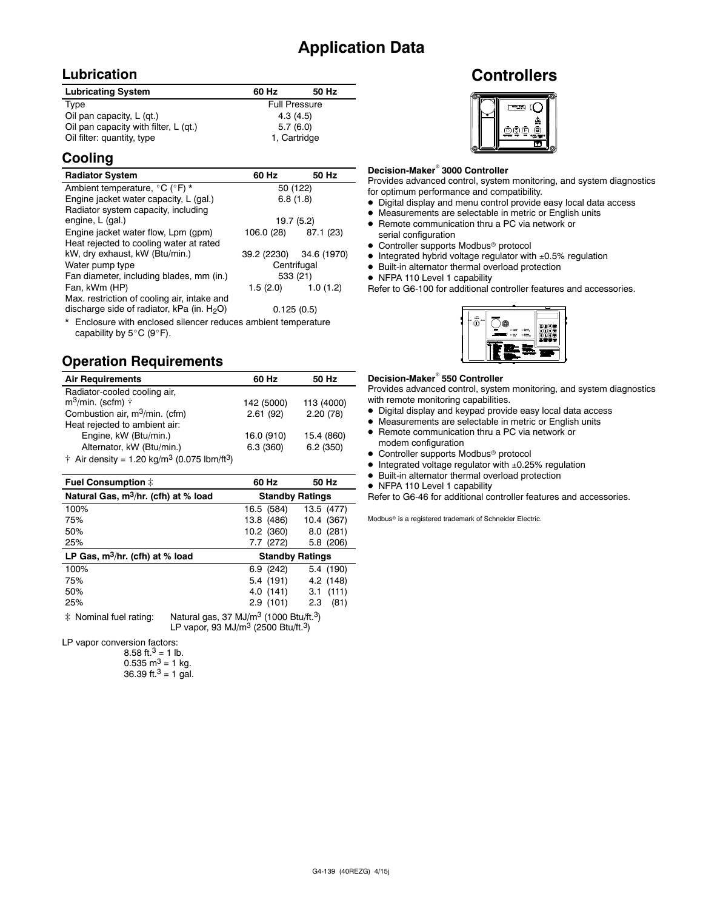# Application Data

## Lubrication

| Lubricating System | 60 Hz | 50 Hz |
|---|---|---|
| Type | Full Pressure | |
| Oil pan capacity, L (qt.) | 4.3 (4.5) | |
| Oil pan capacity with filter, L (qt.) | 5.7 (6.0) | |
| Oil filter: quantity, type | 1, Cartridge | |

## Cooling

| Radiator System | 60 Hz | 50 Hz |
|---|---|---|
| Ambient temperature, °C (°F) * | 50 (122) | |
| Engine jacket water capacity, L (gal.) | 6.8 (1.8) | |
| Radiator system capacity, including engine, L (gal.) | 19.7 (5.2) | |
| Engine jacket water flow, Lpm (gpm) | 106.0 (28) | 87.1 (23) |
| Heat rejected to cooling water at rated kW, dry exhaust, kW (Btu/min.) | 39.2 (2230) | 34.6 (1970) |
| Water pump type | Centrifugal | |
| Fan diameter, including blades, mm (in.) | 533 (21) | |
| Fan, kWm (HP) | 1.5 (2.0) | 1.0 (1.2) |
| Max. restriction of cooling air, intake and discharge side of radiator, kPa (in. $H_2O$) | 0.125 (0.5) | |

\* Enclosure with enclosed silencer reduces ambient temperature capability by 5°C (9°F).

## Operation Requirements

| Air Requirements | 60 Hz | 50 Hz |
|---|---|---|
| Radiator-cooled cooling air, $m^3$/min. (scfm) † | 142 (5000) | 113 (4000) |
| Combustion air, $m^3$/min. (cfm) | 2.61 (92) | 2.20 (78) |
| Heat rejected to ambient air: | | |
| Engine, kW (Btu/min.) | 16.0 (910) | 15.4 (860) |
| Alternator, kW (Btu/min.) | 6.3 (360) | 6.2 (350) |

† Air density = 1.20 kg/$m^3$ (0.075 lbm/$ft^3$)

| Fuel Consumption ‡ | 60 Hz | 50 Hz |
|---|---|---|
| **Natural Gas, $m^3$/hr. (cfh) at % load** | **Standby Ratings** | |
| 100% | 16.5 (584) | 13.5 (477) |
| 75% | 13.8 (486) | 10.4 (367) |
| 50% | 10.2 (360) | 8.0 (281) |
| 25% | 7.7 (272) | 5.8 (206) |
| **LP Gas, $m^3$/hr. (cfh) at % load** | **Standby Ratings** | |
| 100% | 6.9 (242) | 5.4 (190) |
| 75% | 5.4 (191) | 4.2 (148) |
| 50% | 4.0 (141) | 3.1 (111) |
| 25% | 2.9 (101) | 2.3 (81) |

‡ Nominal fuel rating: Natural gas, 37 MJ/$m^3$ (1000 Btu/$ft.^3$)
LP vapor, 93 MJ/$m^3$ (2500 Btu/$ft.^3$)

LP vapor conversion factors:
8.58 $ft.^3$ = 1 lb.
0.535 $m^3$ = 1 kg.
36.39 $ft.^3$ = 1 gal.

# Controllers

**Decision-Maker® 3000 Controller**

Provides advanced control, system monitoring, and system diagnostics for optimum performance and compatibility.

- Digital display and menu control provide easy local data access
- Measurements are selectable in metric or English units
- Remote communication thru a PC via network or serial configuration
- Controller supports Modbus® protocol
- Integrated hybrid voltage regulator with ±0.5% regulation
- Built-in alternator thermal overload protection
- NFPA 110 Level 1 capability

Refer to G6-100 for additional controller features and accessories.

**Decision-Maker® 550 Controller**

Provides advanced control, system monitoring, and system diagnostics with remote monitoring capabilities.

- Digital display and keypad provide easy local data access
- Measurements are selectable in metric or English units
- Remote communication thru a PC via network or modem configuration
- Controller supports Modbus® protocol
- Integrated voltage regulator with ±0.25% regulation
- Built-in alternator thermal overload protection
- NFPA 110 Level 1 capability

Refer to G6-46 for additional controller features and accessories.

Modbus® is a registered trademark of Schneider Electric.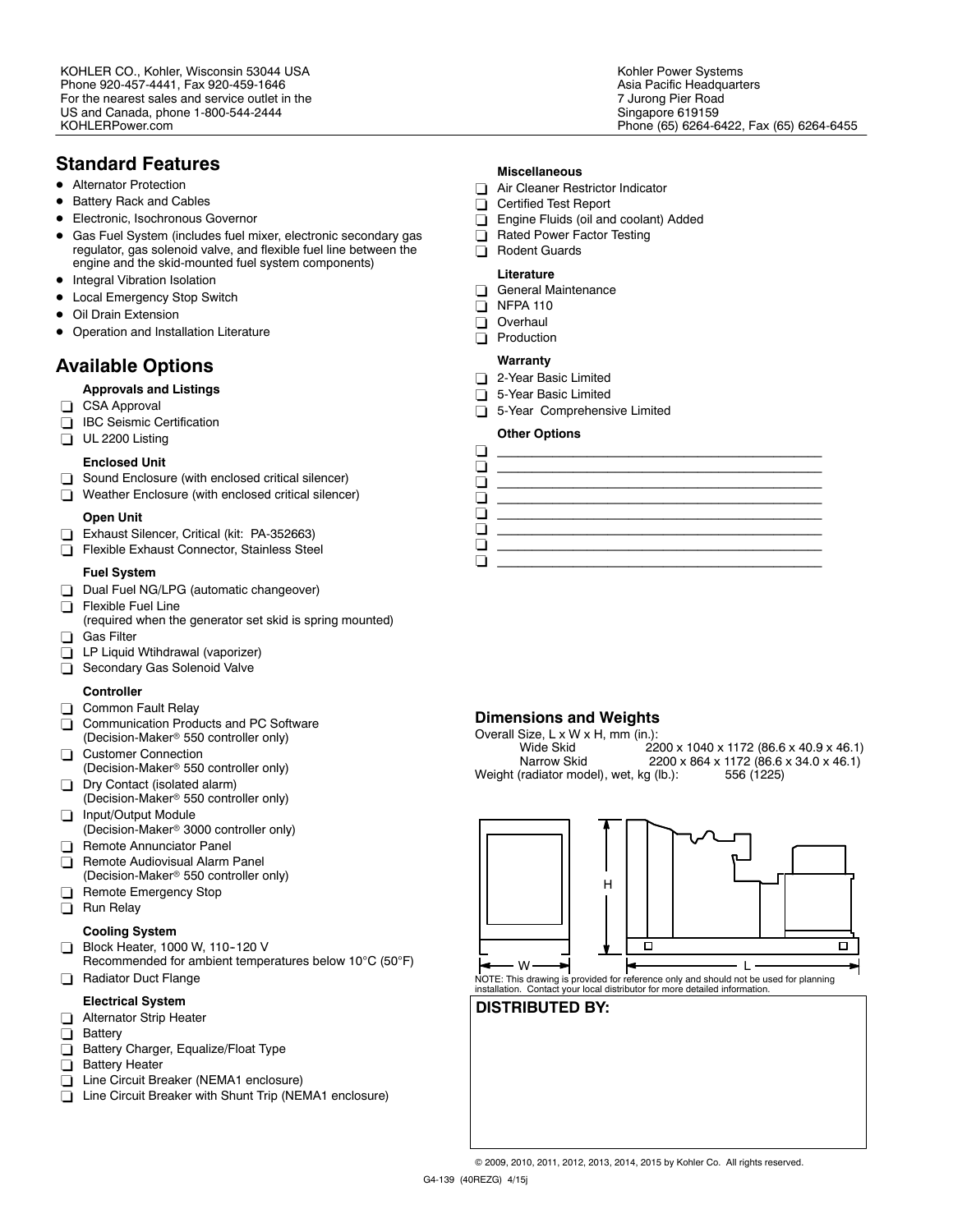KOHLER CO., Kohler, Wisconsin 53044 USA
Phone 920-457-4441, Fax 920-459-1646
For the nearest sales and service outlet in the
US and Canada, phone 1-800-544-2444
KOHLERPower.com

Kohler Power Systems
Asia Pacific Headquarters
7 Jurong Pier Road
Singapore 619159
Phone (65) 6264-6422, Fax (65) 6264-6455

## Standard Features

- Alternator Protection
- Battery Rack and Cables
- Electronic, Isochronous Governor
- Gas Fuel System (includes fuel mixer, electronic secondary gas regulator, gas solenoid valve, and flexible fuel line between the engine and the skid-mounted fuel system components)
- Integral Vibration Isolation
- Local Emergency Stop Switch
- Oil Drain Extension
- Operation and Installation Literature

## Available Options

### Approvals and Listings

- ❑ CSA Approval
- ❑ IBC Seismic Certification
- ❑ UL 2200 Listing

### Enclosed Unit

- ❑ Sound Enclosure (with enclosed critical silencer)
- ❑ Weather Enclosure (with enclosed critical silencer)

### Open Unit

- ❑ Exhaust Silencer, Critical (kit: PA-352663)
- ❑ Flexible Exhaust Connector, Stainless Steel

### Fuel System

- ❑ Dual Fuel NG/LPG (automatic changeover)
- ❑ Flexible Fuel Line (required when the generator set skid is spring mounted)
- ❑ Gas Filter
- ❑ LP Liquid Wtihdrawal (vaporizer)
- ❑ Secondary Gas Solenoid Valve

### Controller

- ❑ Common Fault Relay
- ❑ Communication Products and PC Software (Decision-Maker® 550 controller only)
- ❑ Customer Connection (Decision-Maker® 550 controller only)
- ❑ Dry Contact (isolated alarm) (Decision-Maker® 550 controller only)
- ❑ Input/Output Module (Decision-Maker® 3000 controller only)
- ❑ Remote Annunciator Panel
- ❑ Remote Audiovisual Alarm Panel (Decision-Maker® 550 controller only)
- ❑ Remote Emergency Stop
- ❑ Run Relay

### Cooling System

- ❑ Block Heater, 1000 W, 110-120 V
  Recommended for ambient temperatures below 10°C (50°F)
- ❑ Radiator Duct Flange

### Electrical System

- ❑ Alternator Strip Heater
- ❑ Battery
- ❑ Battery Charger, Equalize/Float Type
- ❑ Battery Heater
- ❑ Line Circuit Breaker (NEMA1 enclosure)
- ❑ Line Circuit Breaker with Shunt Trip (NEMA1 enclosure)

### Miscellaneous

- ❑ Air Cleaner Restrictor Indicator
- ❑ Certified Test Report
- ❑ Engine Fluids (oil and coolant) Added
- ❑ Rated Power Factor Testing
- ❑ Rodent Guards

### Literature

- ❑ General Maintenance
- ❑ NFPA 110
- ❑ Overhaul
- ❑ Production

### Warranty

- ❑ 2-Year Basic Limited
- ❑ 5-Year Basic Limited
- ❑ 5-Year Comprehensive Limited

### Other Options

- ❑ ____________________________________________
- ❑ ____________________________________________
- ❑ ____________________________________________
- ❑ ____________________________________________
- ❑ ____________________________________________
- ❑ ____________________________________________
- ❑ ____________________________________________
- ❑ ____________________________________________

## Dimensions and Weights

Overall Size, L x W x H, mm (in.):

| | |
|---|---|
| Wide Skid | 2200 x 1040 x 1172 (86.6 x 40.9 x 46.1) |
| Narrow Skid | 2200 x 864 x 1172 (86.6 x 34.0 x 46.1) |

Weight (radiator model), wet, kg (lb.): 556 (1225)

H

W

L

NOTE: This drawing is provided for reference only and should not be used for planning installation. Contact your local distributor for more detailed information.

**DISTRIBUTED BY:**

© 2009, 2010, 2011, 2012, 2013, 2014, 2015 by Kohler Co. All rights reserved.

G4-139 (40REZG) 4/15j